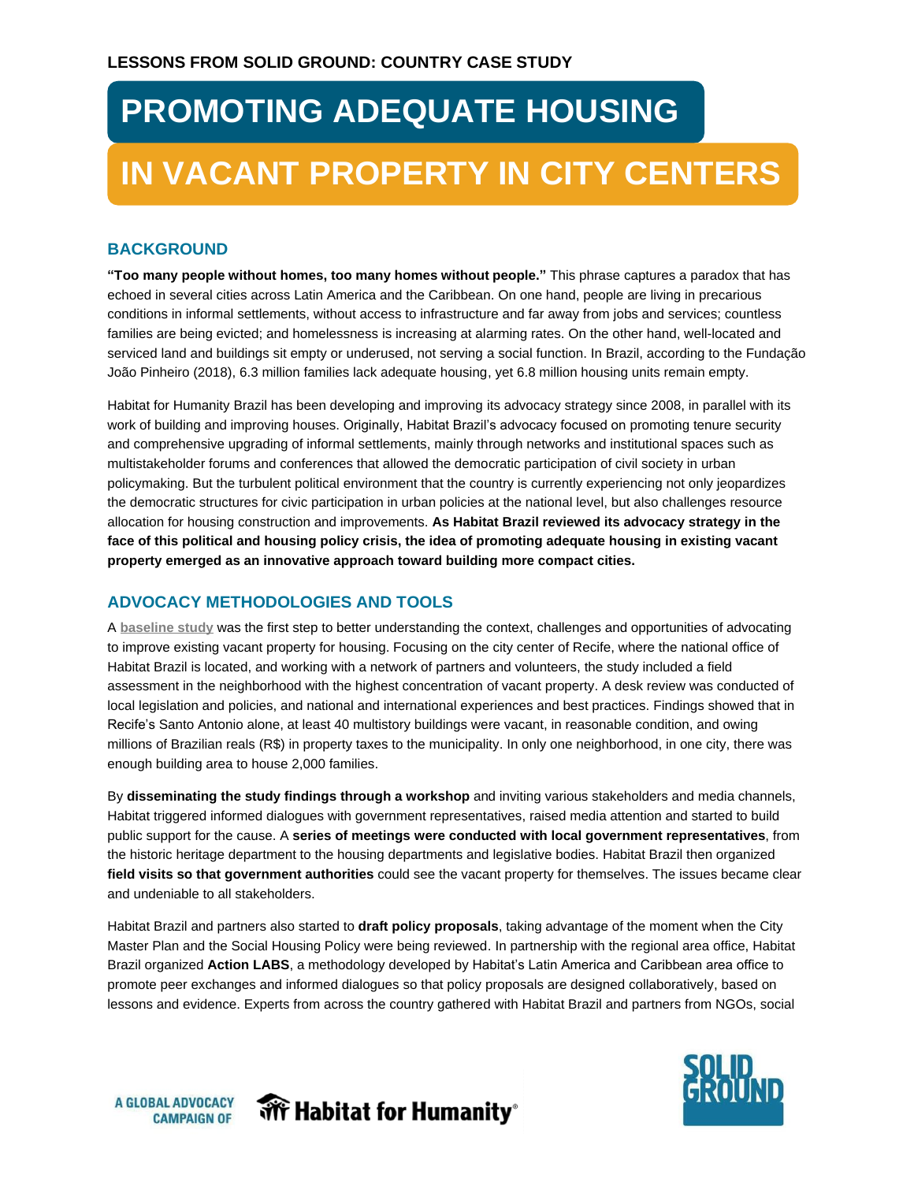**LESSONS FROM SOLID GROUND: COUNTRY CASE STUDY**

# PROMOTING ADEQUATE HOUSING IN VACANT PROPERTY IN CITY CENTERS

## BACKGROUND

**"Too many people without homes, too many homes without people."** This phrase captures a paradox that has echoed in several cities across Latin America and the Caribbean. On one hand, people are living in precarious conditions in informal settlements, without access to infrastructure and far away from jobs and services; countless families are being evicted; and homelessness is increasing at alarming rates. On the other hand, well-located and serviced land and buildings sit empty or underused, not serving a social function. In Brazil, according to the Fundação João Pinheiro (2018), 6.3 million families lack adequate housing, yet 6.8 million housing units remain empty.

Habitat for Humanity Brazil has been developing and improving its advocacy strategy since 2008, in parallel with its work of building and improving houses. Originally, Habitat Brazil's advocacy focused on promoting tenure security and comprehensive upgrading of informal settlements, mainly through networks and institutional spaces such as multistakeholder forums and conferences that allowed the democratic participation of civil society in urban policymaking. But the turbulent political environment that the country is currently experiencing not only jeopardizes the democratic structures for civic participation in urban policies at the national level, but also challenges resource allocation for housing construction and improvements. **As Habitat Brazil reviewed its advocacy strategy in the face of this political and housing policy crisis, the idea of promoting adequate housing in existing vacant property emerged as an innovative approach toward building more compact cities.**

## ADVOCACY METHODOLOGIES AND TOOLS

A **baseline study** was the first step to better understanding the context, challenges and opportunities of advocating to improve existing vacant property for housing. Focusing on the city center of Recife, where the national office of Habitat Brazil is located, and working with a network of partners and volunteers, the study included a field assessment in the neighborhood with the highest concentration of vacant property. A desk review was conducted of local legislation and policies, and national and international experiences and best practices. Findings showed that in Recife's Santo Antonio alone, at least 40 multistory buildings were vacant, in reasonable condition, and owing millions of Brazilian reals (R$) in property taxes to the municipality. In only one neighborhood, in one city, there was enough building area to house 2,000 families.

By **disseminating the study findings through a workshop** and inviting various stakeholders and media channels, Habitat triggered informed dialogues with government representatives, raised media attention and started to build public support for the cause. A **series of meetings were conducted with local government representatives**, from the historic heritage department to the housing departments and legislative bodies. Habitat Brazil then organized **field visits so that government authorities** could see the vacant property for themselves. The issues became clear and undeniable to all stakeholders.

Habitat Brazil and partners also started to **draft policy proposals**, taking advantage of the moment when the City Master Plan and the Social Housing Policy were being reviewed. In partnership with the regional area office, Habitat Brazil organized **Action LABS**, a methodology developed by Habitat's Latin America and Caribbean area office to promote peer exchanges and informed dialogues so that policy proposals are designed collaboratively, based on lessons and evidence. Experts from across the country gathered with Habitat Brazil and partners from NGOs, social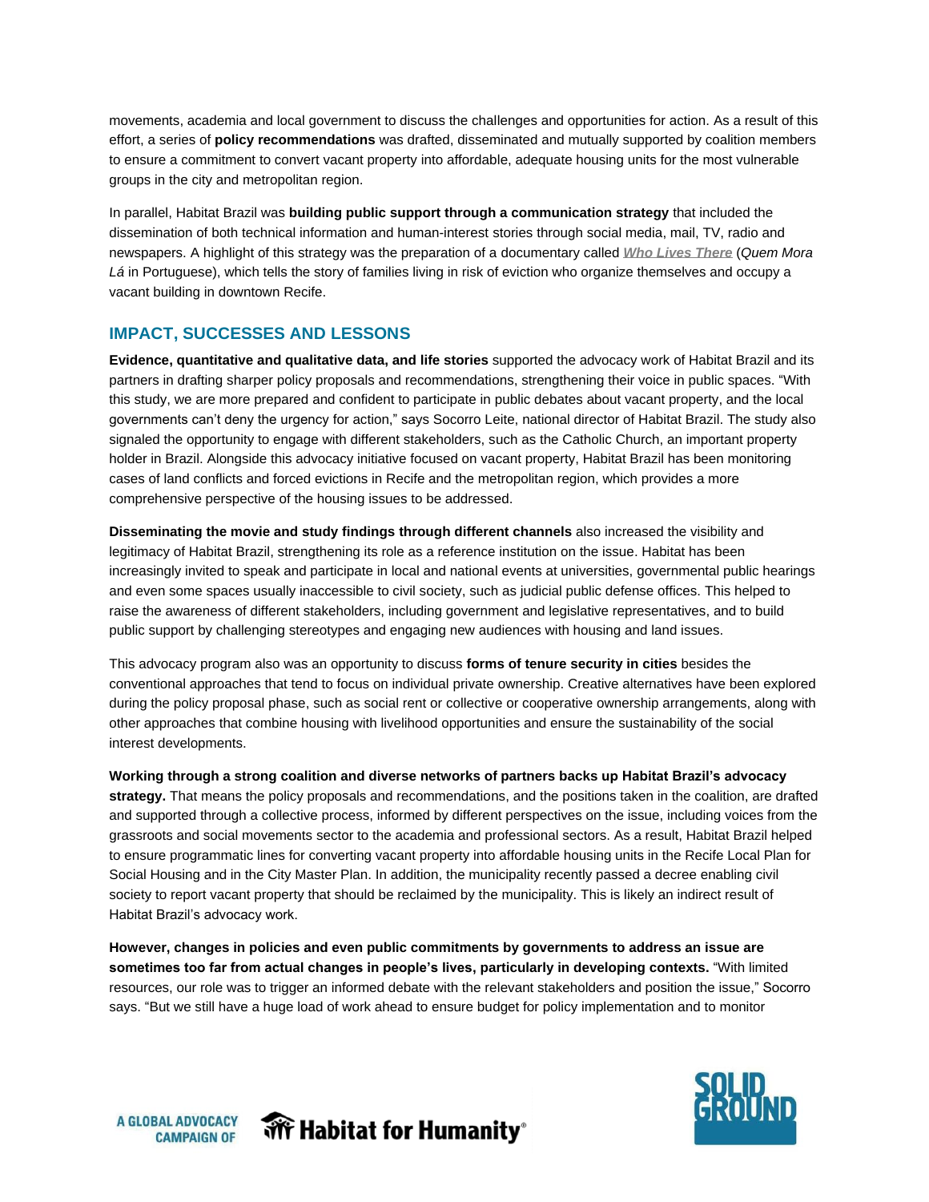movements, academia and local government to discuss the challenges and opportunities for action. As a result of this effort, a series of **policy recommendations** was drafted, disseminated and mutually supported by coalition members to ensure a commitment to convert vacant property into affordable, adequate housing units for the most vulnerable groups in the city and metropolitan region.

In parallel, Habitat Brazil was **building public support through a communication strategy** that included the dissemination of both technical information and human-interest stories through social media, mail, TV, radio and newspapers. A highlight of this strategy was the preparation of a documentary called ***Who Lives There*** (*Quem Mora Lá* in Portuguese), which tells the story of families living in risk of eviction who organize themselves and occupy a vacant building in downtown Recife.

## IMPACT, SUCCESSES AND LESSONS

**Evidence, quantitative and qualitative data, and life stories** supported the advocacy work of Habitat Brazil and its partners in drafting sharper policy proposals and recommendations, strengthening their voice in public spaces. "With this study, we are more prepared and confident to participate in public debates about vacant property, and the local governments can't deny the urgency for action," says Socorro Leite, national director of Habitat Brazil. The study also signaled the opportunity to engage with different stakeholders, such as the Catholic Church, an important property holder in Brazil. Alongside this advocacy initiative focused on vacant property, Habitat Brazil has been monitoring cases of land conflicts and forced evictions in Recife and the metropolitan region, which provides a more comprehensive perspective of the housing issues to be addressed.

**Disseminating the movie and study findings through different channels** also increased the visibility and legitimacy of Habitat Brazil, strengthening its role as a reference institution on the issue. Habitat has been increasingly invited to speak and participate in local and national events at universities, governmental public hearings and even some spaces usually inaccessible to civil society, such as judicial public defense offices. This helped to raise the awareness of different stakeholders, including government and legislative representatives, and to build public support by challenging stereotypes and engaging new audiences with housing and land issues.

This advocacy program also was an opportunity to discuss **forms of tenure security in cities** besides the conventional approaches that tend to focus on individual private ownership. Creative alternatives have been explored during the policy proposal phase, such as social rent or collective or cooperative ownership arrangements, along with other approaches that combine housing with livelihood opportunities and ensure the sustainability of the social interest developments.

**Working through a strong coalition and diverse networks of partners backs up Habitat Brazil's advocacy strategy.** That means the policy proposals and recommendations, and the positions taken in the coalition, are drafted and supported through a collective process, informed by different perspectives on the issue, including voices from the grassroots and social movements sector to the academia and professional sectors. As a result, Habitat Brazil helped to ensure programmatic lines for converting vacant property into affordable housing units in the Recife Local Plan for Social Housing and in the City Master Plan. In addition, the municipality recently passed a decree enabling civil society to report vacant property that should be reclaimed by the municipality. This is likely an indirect result of Habitat Brazil's advocacy work.

**However, changes in policies and even public commitments by governments to address an issue are sometimes too far from actual changes in people's lives, particularly in developing contexts.** "With limited resources, our role was to trigger an informed debate with the relevant stakeholders and position the issue," Socorro says. "But we still have a huge load of work ahead to ensure budget for policy implementation and to monitor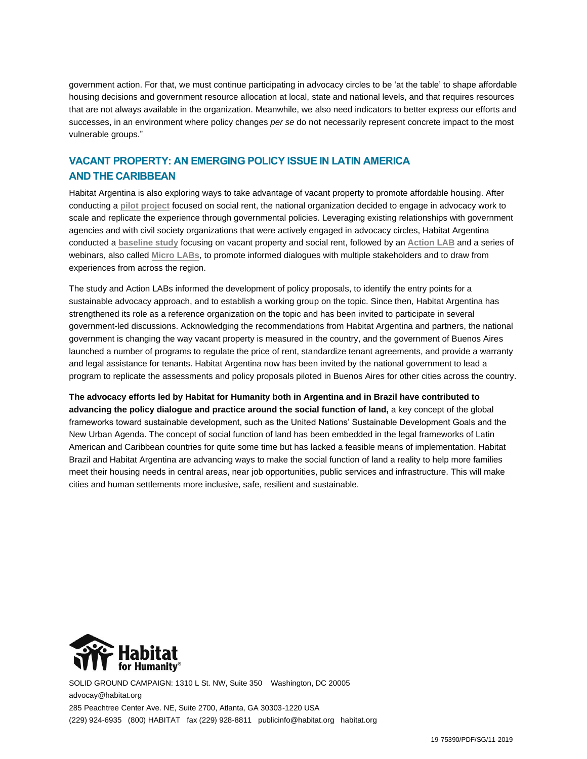government action. For that, we must continue participating in advocacy circles to be 'at the table' to shape affordable housing decisions and government resource allocation at local, state and national levels, and that requires resources that are not always available in the organization. Meanwhile, we also need indicators to better express our efforts and successes, in an environment where policy changes *per se* do not necessarily represent concrete impact to the most vulnerable groups."

## VACANT PROPERTY: AN EMERGING POLICY ISSUE IN LATIN AMERICA AND THE CARIBBEAN

Habitat Argentina is also exploring ways to take advantage of vacant property to promote affordable housing. After conducting a **pilot project** focused on social rent, the national organization decided to engage in advocacy work to scale and replicate the experience through governmental policies. Leveraging existing relationships with government agencies and with civil society organizations that were actively engaged in advocacy circles, Habitat Argentina conducted a **baseline study** focusing on vacant property and social rent, followed by an **Action LAB** and a series of webinars, also called **Micro LABs**, to promote informed dialogues with multiple stakeholders and to draw from experiences from across the region.

The study and Action LABs informed the development of policy proposals, to identify the entry points for a sustainable advocacy approach, and to establish a working group on the topic. Since then, Habitat Argentina has strengthened its role as a reference organization on the topic and has been invited to participate in several government-led discussions. Acknowledging the recommendations from Habitat Argentina and partners, the national government is changing the way vacant property is measured in the country, and the government of Buenos Aires launched a number of programs to regulate the price of rent, standardize tenant agreements, and provide a warranty and legal assistance for tenants. Habitat Argentina now has been invited by the national government to lead a program to replicate the assessments and policy proposals piloted in Buenos Aires for other cities across the country.

**The advocacy efforts led by Habitat for Humanity both in Argentina and in Brazil have contributed to advancing the policy dialogue and practice around the social function of land,** a key concept of the global frameworks toward sustainable development, such as the United Nations' Sustainable Development Goals and the New Urban Agenda. The concept of social function of land has been embedded in the legal frameworks of Latin American and Caribbean countries for quite some time but has lacked a feasible means of implementation. Habitat Brazil and Habitat Argentina are advancing ways to make the social function of land a reality to help more families meet their housing needs in central areas, near job opportunities, public services and infrastructure. This will make cities and human settlements more inclusive, safe, resilient and sustainable.

Habitat for Humanity®

SOLID GROUND CAMPAIGN: 1310 L St. NW, Suite 350 Washington, DC 20005
advocay@habitat.org
285 Peachtree Center Ave. NE, Suite 2700, Atlanta, GA 30303-1220 USA
(229) 924-6935 (800) HABITAT fax (229) 928-8811 publicinfo@habitat.org habitat.org

19-75390/PDF/SG/11-2019